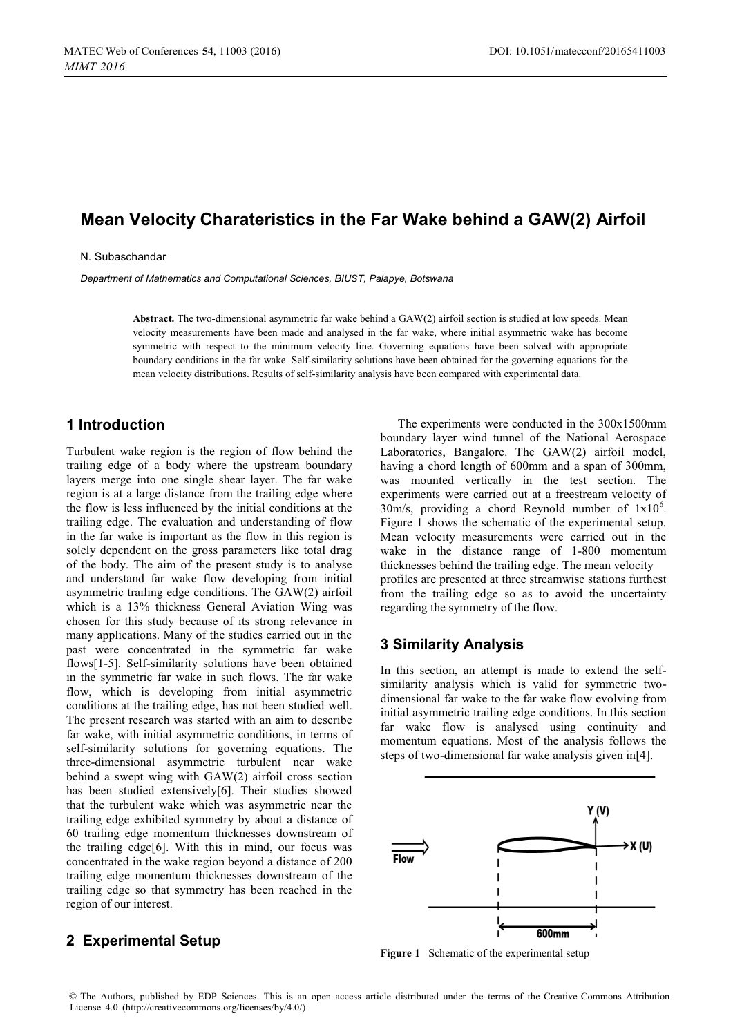# Mean Velocity Charateristics in the Far Wake behind a GAW(2) Airfoil

N. Subaschandar

*Department of Mathematics and Computational Sciences, BIUST, Palapye, Botswana*

**Abstract.** The two-dimensional asymmetric far wake behind a GAW(2) airfoil section is studied at low speeds. Mean velocity measurements have been made and analysed in the far wake, where initial asymmetric wake has become symmetric with respect to the minimum velocity line. Governing equations have been solved with appropriate boundary conditions in the far wake. Self-similarity solutions have been obtained for the governing equations for the mean velocity distributions. Results of self-similarity analysis have been compared with experimental data.

## 1 Introduction

Turbulent wake region is the region of flow behind the trailing edge of a body where the upstream boundary layers merge into one single shear layer. The far wake region is at a large distance from the trailing edge where the flow is less influenced by the initial conditions at the trailing edge. The evaluation and understanding of flow in the far wake is important as the flow in this region is solely dependent on the gross parameters like total drag of the body. The aim of the present study is to analyse and understand far wake flow developing from initial asymmetric trailing edge conditions. The GAW(2) airfoil which is a 13% thickness General Aviation Wing was chosen for this study because of its strong relevance in many applications. Many of the studies carried out in the past were concentrated in the symmetric far wake flows[1-5]. Self-similarity solutions have been obtained in the symmetric far wake in such flows. The far wake flow, which is developing from initial asymmetric conditions at the trailing edge, has not been studied well. The present research was started with an aim to describe far wake, with initial asymmetric conditions, in terms of self-similarity solutions for governing equations. The three-dimensional asymmetric turbulent near wake behind a swept wing with GAW(2) airfoil cross section has been studied extensively[6]. Their studies showed that the turbulent wake which was asymmetric near the trailing edge exhibited symmetry by about a distance of 60 trailing edge momentum thicknesses downstream of the trailing edge[6]. With this in mind, our focus was concentrated in the wake region beyond a distance of 200 trailing edge momentum thicknesses downstream of the trailing edge so that symmetry has been reached in the region of our interest.

## 2 Experimental Setup

The experiments were conducted in the 300x1500mm boundary layer wind tunnel of the National Aerospace Laboratories, Bangalore. The GAW(2) airfoil model, having a chord length of 600mm and a span of 300mm, was mounted vertically in the test section. The experiments were carried out at a freestream velocity of 30m/s, providing a chord Reynold number of $1 \times 10^6$. Figure 1 shows the schematic of the experimental setup. Mean velocity measurements were carried out in the wake in the distance range of 1-800 momentum thicknesses behind the trailing edge. The mean velocity profiles are presented at three streamwise stations furthest from the trailing edge so as to avoid the uncertainty regarding the symmetry of the flow.

## 3 Similarity Analysis

In this section, an attempt is made to extend the self-similarity analysis which is valid for symmetric two-dimensional far wake to the far wake flow evolving from initial asymmetric trailing edge conditions. In this section far wake flow is analysed using continuity and momentum equations. Most of the analysis follows the steps of two-dimensional far wake analysis given in[4].

**Figure 1** Schematic of the experimental setup

© The Authors, published by EDP Sciences. This is an open access article distributed under the terms of the Creative Commons Attribution License 4.0 (http://creativecommons.org/licenses/by/4.0/).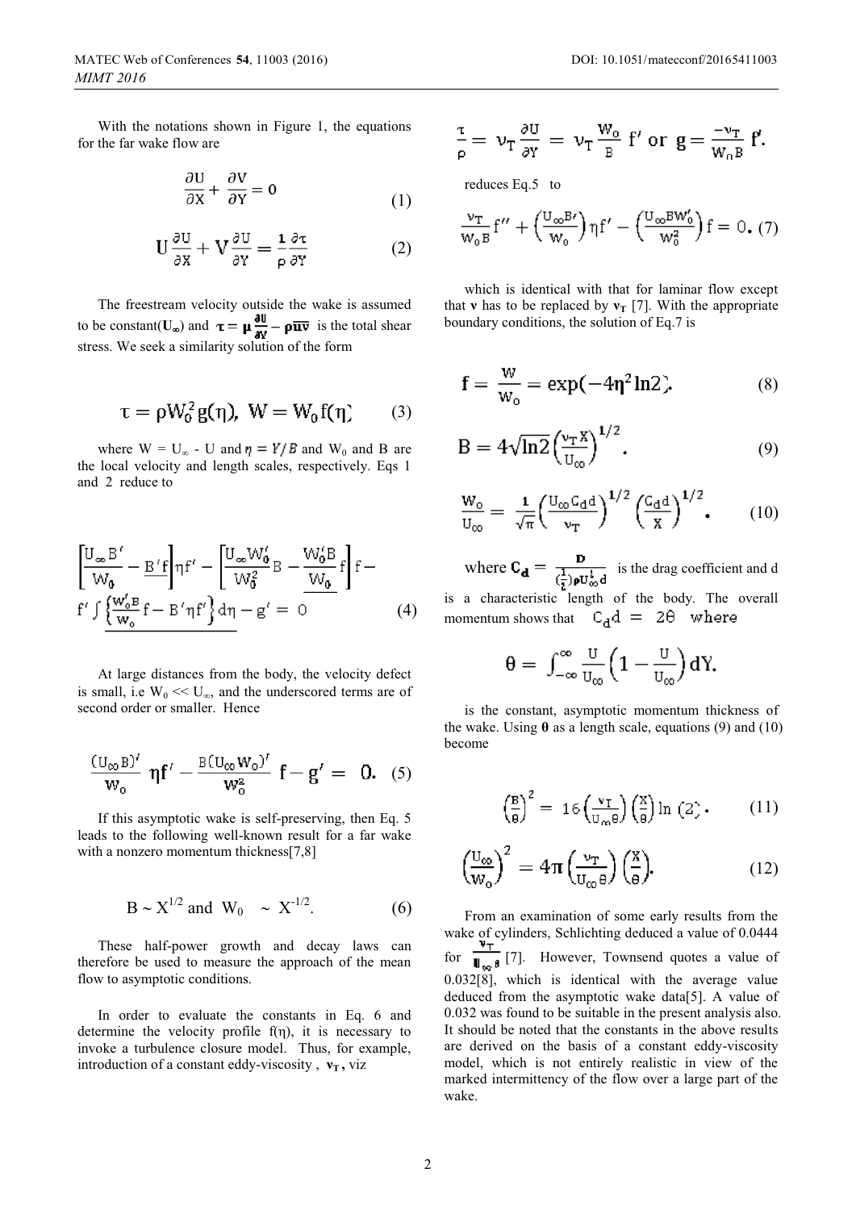With the notations shown in Figure 1, the equations for the far wake flow are

$$\frac{\partial U}{\partial X} + \frac{\partial V}{\partial Y} = 0 \tag{1}$$

$$U\frac{\partial U}{\partial X} + V\frac{\partial U}{\partial Y} = \frac{1}{\rho}\frac{\partial \tau}{\partial Y} \tag{2}$$

The freestream velocity outside the wake is assumed to be constant($U_\infty$) and $\tau = \mu\frac{\partial U}{\partial Y} - \rho\overline{uv}$ is the total shear stress. We seek a similarity solution of the form

$$\tau = \rho W_0^2 g(\eta),\ W = W_0 f(\eta) \tag{3}$$

where $W = U_\infty - U$ and $\eta = Y/B$ and $W_0$ and B are the local velocity and length scales, respectively. Eqs 1 and 2 reduce to

$$\left[\frac{U_\infty B'}{W_0} - \underline{B'f}\right]\eta f' - \left[\frac{U_\infty W_0'}{W_0^2}B - \underline{\frac{W_0' B}{W_0}f}\right]f - \underline{f'\int\left\{\frac{W_0' B}{W_0}f - B'\eta f'\right\}d\eta} - g' = 0 \tag{4}$$

At large distances from the body, the velocity defect is small, i.e $W_0 << U_\infty$, and the underscored terms are of second order or smaller. Hence

$$\frac{(U_\infty B)'}{W_0}\eta f' - \frac{B(U_\infty W_0)'}{W_0^2}f - g' = 0. \tag{5}$$

If this asymptotic wake is self-preserving, then Eq. 5 leads to the following well-known result for a far wake with a nonzero momentum thickness[7,8]

$$B \sim X^{1/2} \text{ and } W_0 \sim X^{-1/2}. \tag{6}$$

These half-power growth and decay laws can therefore be used to measure the approach of the mean flow to asymptotic conditions.

In order to evaluate the constants in Eq. 6 and determine the velocity profile $f(\eta)$, it is necessary to invoke a turbulence closure model. Thus, for example, introduction of a constant eddy-viscosity , $\mathbf{v_T}$, viz

$$\frac{\tau}{\rho} = v_T\frac{\partial U}{\partial Y} = v_T\frac{W_0}{B}f' \text{ or } g = \frac{-v_T}{W_0 B}f'.$$

reduces Eq.5 to

$$\frac{v_T}{W_0 B}f'' + \left(\frac{U_\infty B'}{W_0}\right)\eta f' - \left(\frac{U_\infty B W_0'}{W_0^2}\right)f = 0. \tag{7}$$

which is identical with that for laminar flow except that $\mathbf{v}$ has to be replaced by $\mathbf{v_T}$ [7]. With the appropriate boundary conditions, the solution of Eq.7 is

$$f = \frac{W}{W_0} = \exp(-4\eta^2 \ln 2). \tag{8}$$

$$B = 4\sqrt{\ln 2}\left(\frac{v_T X}{U_\infty}\right)^{1/2}. \tag{9}$$

$$\frac{W_0}{U_\infty} = \frac{1}{\sqrt{\pi}}\left(\frac{U_\infty C_d d}{v_T}\right)^{1/2}\left(\frac{C_d d}{X}\right)^{1/2}. \tag{10}$$

where $\mathbf{C_d} = \frac{D}{(\frac{1}{2})\rho U_\infty^2 d}$ is the drag coefficient and d is a characteristic length of the body. The overall momentum shows that $C_d d = 2\theta$ where

$$\theta = \int_{-\infty}^{\infty}\frac{U}{U_\infty}\left(1 - \frac{U}{U_\infty}\right)dY.$$

is the constant, asymptotic momentum thickness of the wake. Using $\boldsymbol{\theta}$ as a length scale, equations (9) and (10) become

$$\left(\frac{B}{\theta}\right)^2 = 16\left(\frac{v_T}{U_\infty \theta}\right)\left(\frac{X}{\theta}\right)\ln(2). \tag{11}$$

$$\left(\frac{U_\infty}{W_0}\right)^2 = 4\pi\left(\frac{v_T}{U_\infty \theta}\right)\left(\frac{X}{\theta}\right). \tag{12}$$

From an examination of some early results from the wake of cylinders, Schlichting deduced a value of 0.0444 for $\frac{v_T}{U_\infty \theta}$ [7]. However, Townsend quotes a value of 0.032[8], which is identical with the average value deduced from the asymptotic wake data[5]. A value of 0.032 was found to be suitable in the present analysis also. It should be noted that the constants in the above results are derived on the basis of a constant eddy-viscosity model, which is not entirely realistic in view of the marked intermittency of the flow over a large part of the wake.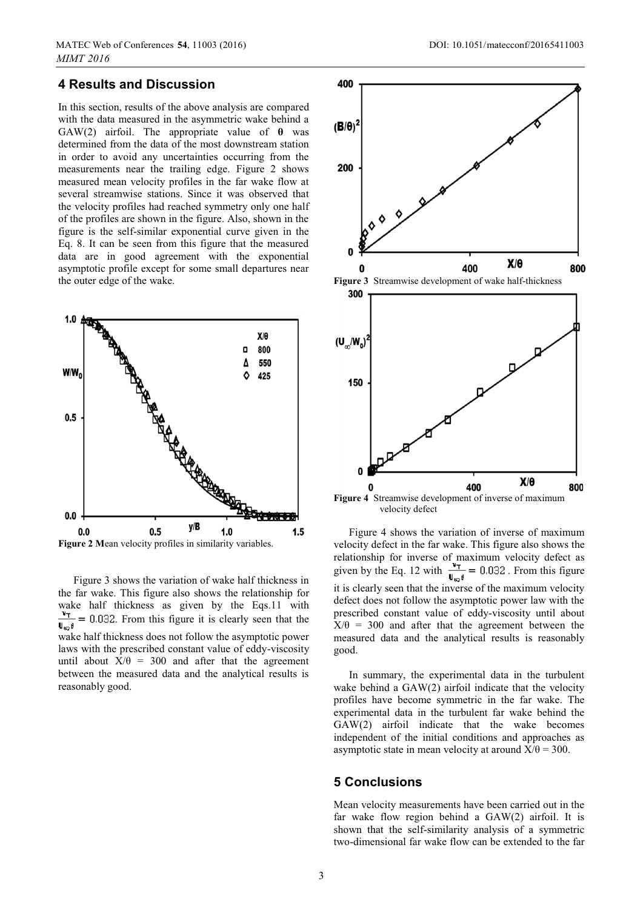## 4 Results and Discussion

In this section, results of the above analysis are compared with the data measured in the asymmetric wake behind a GAW(2) airfoil. The appropriate value of **θ** was determined from the data of the most downstream station in order to avoid any uncertainties occurring from the measurements near the trailing edge. Figure 2 shows measured mean velocity profiles in the far wake flow at several streamwise stations. Since it was observed that the velocity profiles had reached symmetry only one half of the profiles are shown in the figure. Also, shown in the figure is the self-similar exponential curve given in the Eq. 8. It can be seen from this figure that the measured data are in good agreement with the exponential asymptotic profile except for some small departures near the outer edge of the wake.

**Figure 2 M**ean velocity profiles in similarity variables.

Figure 3 shows the variation of wake half thickness in the far wake. This figure also shows the relationship for wake half thickness as given by the Eqs.11 with $\frac{\nu_T}{U_\infty \theta} = 0.032$. From this figure it is clearly seen that the wake half thickness does not follow the asymptotic power laws with the prescribed constant value of eddy-viscosity until about $X/\theta = 300$ and after that the agreement between the measured data and the analytical results is reasonably good.

**Figure 3** Streamwise development of wake half-thickness

**Figure 4** Streamwise development of inverse of maximum velocity defect

Figure 4 shows the variation of inverse of maximum velocity defect in the far wake. This figure also shows the relationship for inverse of maximum velocity defect as given by the Eq. 12 with $\frac{\nu_T}{U_\infty \theta} = 0.032$. From this figure it is clearly seen that the inverse of the maximum velocity defect does not follow the asymptotic power law with the prescribed constant value of eddy-viscosity until about $X/\theta = 300$ and after that the agreement between the measured data and the analytical results is reasonably good.

In summary, the experimental data in the turbulent wake behind a GAW(2) airfoil indicate that the velocity profiles have become symmetric in the far wake. The experimental data in the turbulent far wake behind the GAW(2) airfoil indicate that the wake becomes independent of the initial conditions and approaches as asymptotic state in mean velocity at around $X/\theta = 300$.

## 5 Conclusions

Mean velocity measurements have been carried out in the far wake flow region behind a GAW(2) airfoil. It is shown that the self-similarity analysis of a symmetric two-dimensional far wake flow can be extended to the far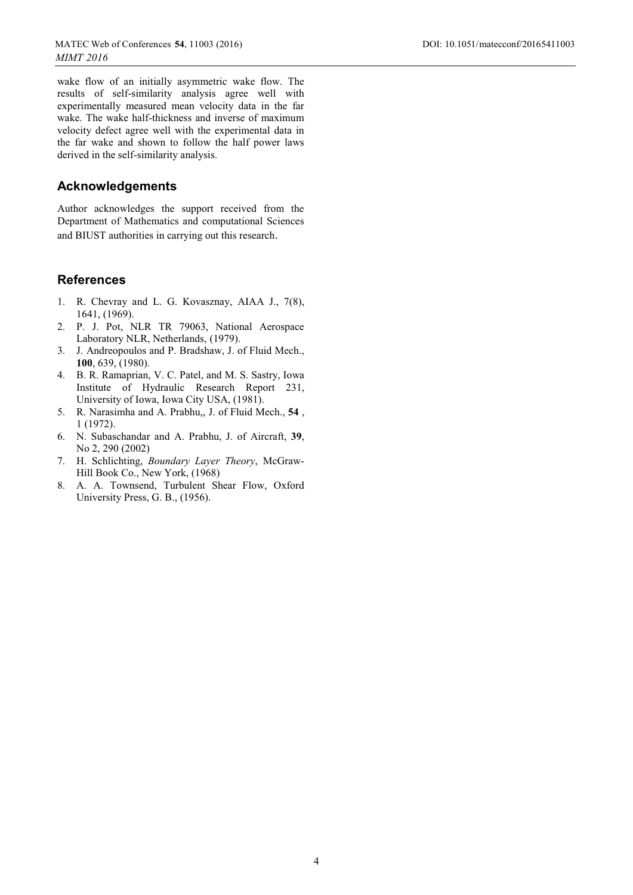wake flow of an initially asymmetric wake flow. The results of self-similarity analysis agree well with experimentally measured mean velocity data in the far wake. The wake half-thickness and inverse of maximum velocity defect agree well with the experimental data in the far wake and shown to follow the half power laws derived in the self-similarity analysis.

## Acknowledgements

Author acknowledges the support received from the Department of Mathematics and computational Sciences and BIUST authorities in carrying out this research.

## References

1. R. Chevray and L. G. Kovasznay, AIAA J., 7(8), 1641, (1969).
2. P. J. Pot, NLR TR 79063, National Aerospace Laboratory NLR, Netherlands, (1979).
3. J. Andreopoulos and P. Bradshaw, J. of Fluid Mech., **100**, 639, (1980).
4. B. R. Ramaprian, V. C. Patel, and M. S. Sastry, Iowa Institute of Hydraulic Research Report 231, University of Iowa, Iowa City USA, (1981).
5. R. Narasimha and A. Prabhu,, J. of Fluid Mech., **54** , 1 (1972).
6. N. Subaschandar and A. Prabhu, J. of Aircraft, **39**, No 2, 290 (2002)
7. H. Schlichting, *Boundary Layer Theory*, McGraw-Hill Book Co., New York, (1968)
8. A. A. Townsend, Turbulent Shear Flow, Oxford University Press, G. B., (1956).